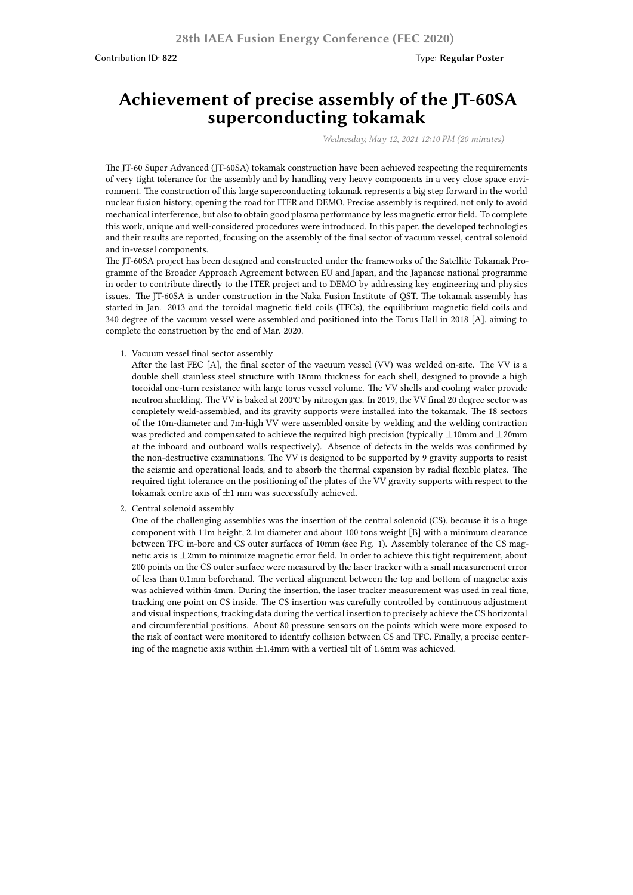28th IAEA Fusion Energy Conference (FEC 2020)

Contribution ID: **822** Type: **Regular Poster**

# Achievement of precise assembly of the JT-60SA superconducting tokamak

*Wednesday, May 12, 2021 12:10 PM (20 minutes)*

The JT-60 Super Advanced (JT-60SA) tokamak construction have been achieved respecting the requirements of very tight tolerance for the assembly and by handling very heavy components in a very close space environment. The construction of this large superconducting tokamak represents a big step forward in the world nuclear fusion history, opening the road for ITER and DEMO. Precise assembly is required, not only to avoid mechanical interference, but also to obtain good plasma performance by less magnetic error field. To complete this work, unique and well-considered procedures were introduced. In this paper, the developed technologies and their results are reported, focusing on the assembly of the final sector of vacuum vessel, central solenoid and in-vessel components.

The JT-60SA project has been designed and constructed under the frameworks of the Satellite Tokamak Programme of the Broader Approach Agreement between EU and Japan, and the Japanese national programme in order to contribute directly to the ITER project and to DEMO by addressing key engineering and physics issues. The JT-60SA is under construction in the Naka Fusion Institute of QST. The tokamak assembly has started in Jan. 2013 and the toroidal magnetic field coils (TFCs), the equilibrium magnetic field coils and 340 degree of the vacuum vessel were assembled and positioned into the Torus Hall in 2018 [A], aiming to complete the construction by the end of Mar. 2020.

1. Vacuum vessel final sector assembly
   After the last FEC [A], the final sector of the vacuum vessel (VV) was welded on-site. The VV is a double shell stainless steel structure with 18mm thickness for each shell, designed to provide a high toroidal one-turn resistance with large torus vessel volume. The VV shells and cooling water provide neutron shielding. The VV is baked at 200°C by nitrogen gas. In 2019, the VV final 20 degree sector was completely weld-assembled, and its gravity supports were installed into the tokamak. The 18 sectors of the 10m-diameter and 7m-high VV were assembled onsite by welding and the welding contraction was predicted and compensated to achieve the required high precision (typically $\pm$10mm and $\pm$20mm at the inboard and outboard walls respectively). Absence of defects in the welds was confirmed by the non-destructive examinations. The VV is designed to be supported by 9 gravity supports to resist the seismic and operational loads, and to absorb the thermal expansion by radial flexible plates. The required tight tolerance on the positioning of the plates of the VV gravity supports with respect to the tokamak centre axis of $\pm$1 mm was successfully achieved.

2. Central solenoid assembly
   One of the challenging assemblies was the insertion of the central solenoid (CS), because it is a huge component with 11m height, 2.1m diameter and about 100 tons weight [B] with a minimum clearance between TFC in-bore and CS outer surfaces of 10mm (see Fig. 1). Assembly tolerance of the CS magnetic axis is $\pm$2mm to minimize magnetic error field. In order to achieve this tight requirement, about 200 points on the CS outer surface were measured by the laser tracker with a small measurement error of less than 0.1mm beforehand. The vertical alignment between the top and bottom of magnetic axis was achieved within 4mm. During the insertion, the laser tracker measurement was used in real time, tracking one point on CS inside. The CS insertion was carefully controlled by continuous adjustment and visual inspections, tracking data during the vertical insertion to precisely achieve the CS horizontal and circumferential positions. About 80 pressure sensors on the points which were more exposed to the risk of contact were monitored to identify collision between CS and TFC. Finally, a precise centering of the magnetic axis within $\pm$1.4mm with a vertical tilt of 1.6mm was achieved.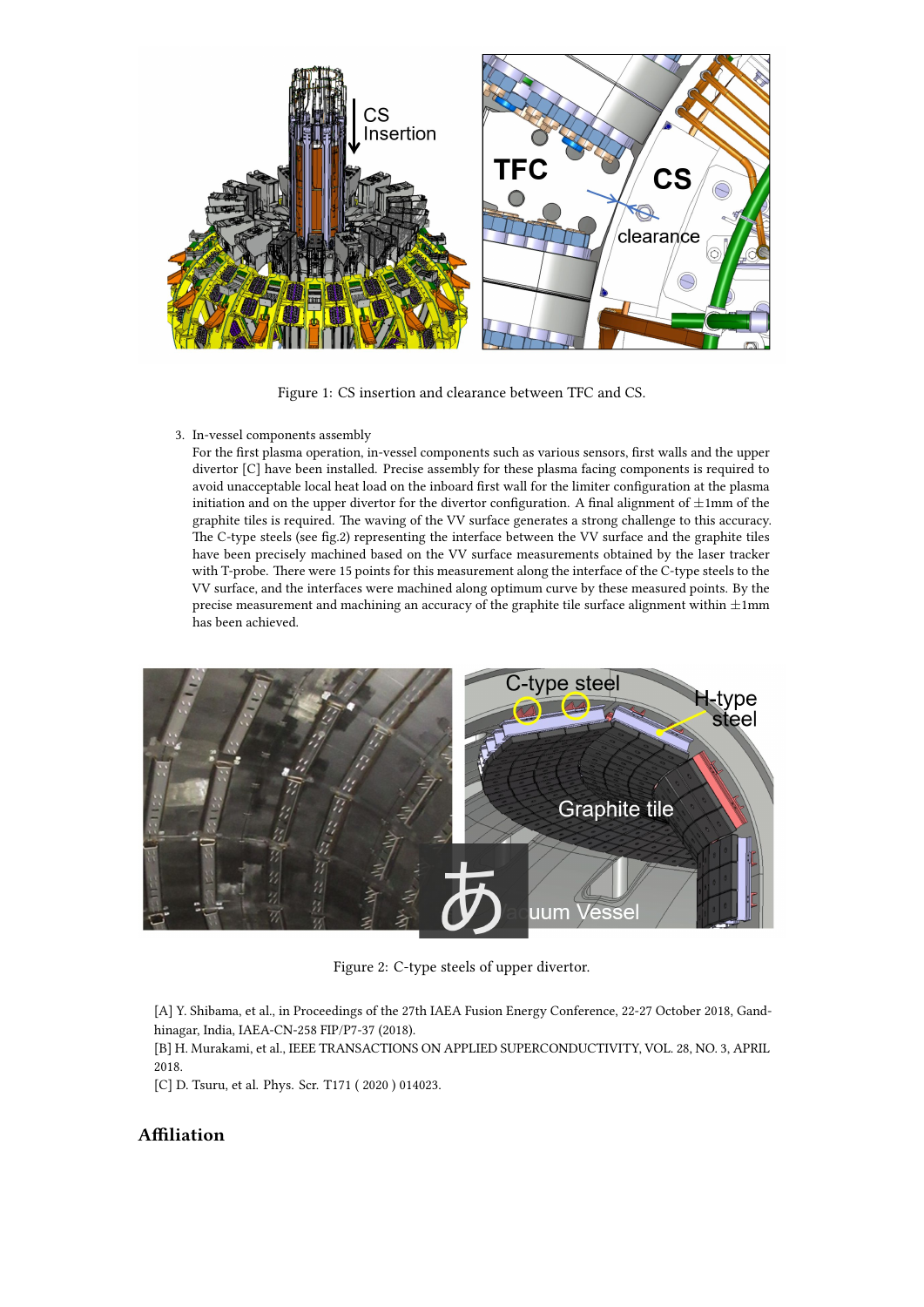Figure 1: CS insertion and clearance between TFC and CS.

3. In-vessel components assembly
   For the first plasma operation, in-vessel components such as various sensors, first walls and the upper divertor [C] have been installed. Precise assembly for these plasma facing components is required to avoid unacceptable local heat load on the inboard first wall for the limiter configuration at the plasma initiation and on the upper divertor for the divertor configuration. A final alignment of ±1mm of the graphite tiles is required. The waving of the VV surface generates a strong challenge to this accuracy. The C-type steels (see fig.2) representing the interface between the VV surface and the graphite tiles have been precisely machined based on the VV surface measurements obtained by the laser tracker with T-probe. There were 15 points for this measurement along the interface of the C-type steels to the VV surface, and the interfaces were machined along optimum curve by these measured points. By the precise measurement and machining an accuracy of the graphite tile surface alignment within ±1mm has been achieved.

Figure 2: C-type steels of upper divertor.

[A] Y. Shibama, et al., in Proceedings of the 27th IAEA Fusion Energy Conference, 22-27 October 2018, Gandhinagar, India, IAEA-CN-258 FIP/P7-37 (2018).
[B] H. Murakami, et al., IEEE TRANSACTIONS ON APPLIED SUPERCONDUCTIVITY, VOL. 28, NO. 3, APRIL 2018.
[C] D. Tsuru, et al. Phys. Scr. T171 ( 2020 ) 014023.

## Affiliation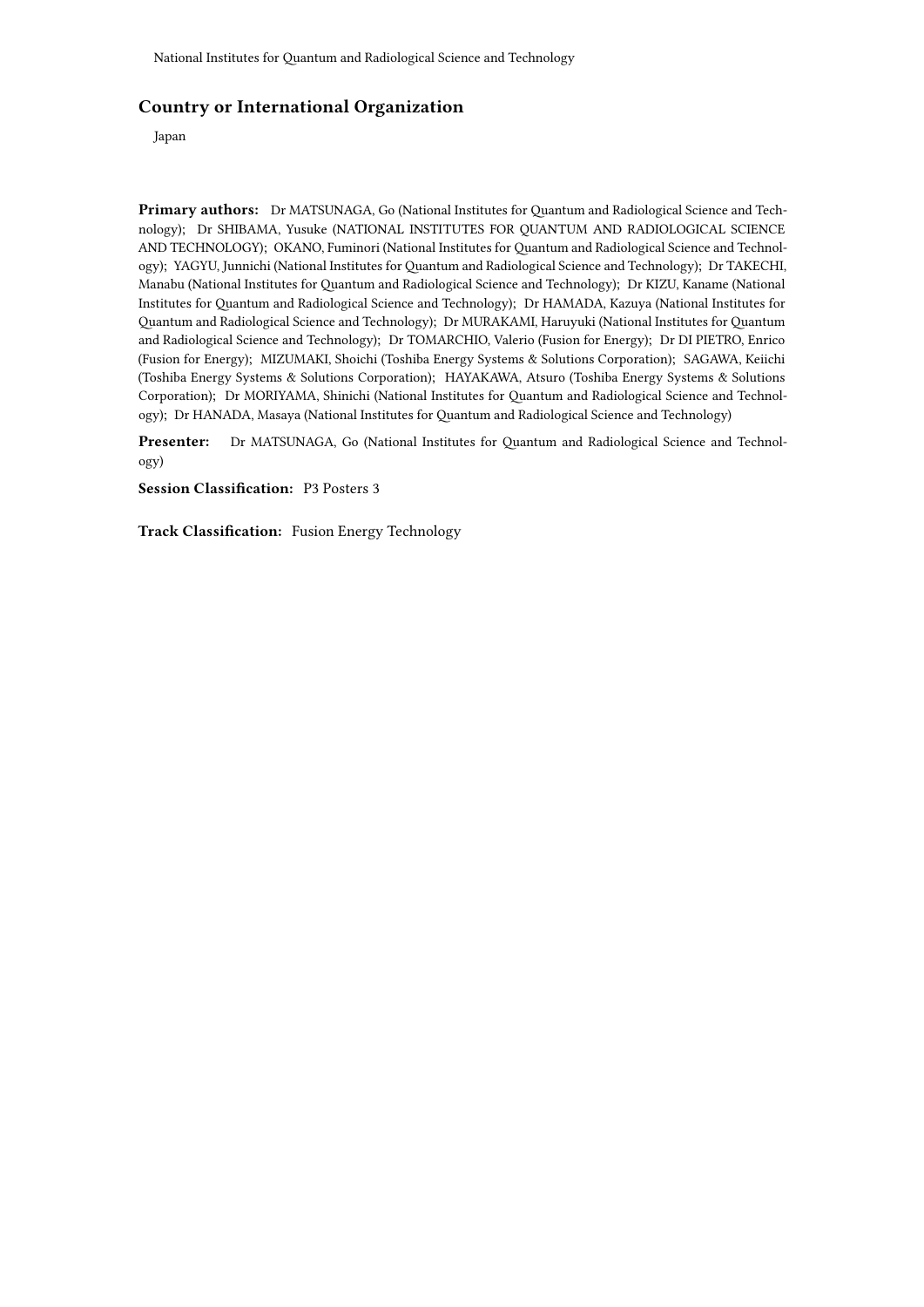National Institutes for Quantum and Radiological Science and Technology

## Country or International Organization

Japan

**Primary authors:** Dr MATSUNAGA, Go (National Institutes for Quantum and Radiological Science and Technology); Dr SHIBAMA, Yusuke (NATIONAL INSTITUTES FOR QUANTUM AND RADIOLOGICAL SCIENCE AND TECHNOLOGY); OKANO, Fuminori (National Institutes for Quantum and Radiological Science and Technology); YAGYU, Junnichi (National Institutes for Quantum and Radiological Science and Technology); Dr TAKECHI, Manabu (National Institutes for Quantum and Radiological Science and Technology); Dr KIZU, Kaname (National Institutes for Quantum and Radiological Science and Technology); Dr HAMADA, Kazuya (National Institutes for Quantum and Radiological Science and Technology); Dr MURAKAMI, Haruyuki (National Institutes for Quantum and Radiological Science and Technology); Dr TOMARCHIO, Valerio (Fusion for Energy); Dr DI PIETRO, Enrico (Fusion for Energy); MIZUMAKI, Shoichi (Toshiba Energy Systems & Solutions Corporation); SAGAWA, Keiichi (Toshiba Energy Systems & Solutions Corporation); HAYAKAWA, Atsuro (Toshiba Energy Systems & Solutions Corporation); Dr MORIYAMA, Shinichi (National Institutes for Quantum and Radiological Science and Technology); Dr HANADA, Masaya (National Institutes for Quantum and Radiological Science and Technology)

**Presenter:** Dr MATSUNAGA, Go (National Institutes for Quantum and Radiological Science and Technology)

**Session Classification:** P3 Posters 3

**Track Classification:** Fusion Energy Technology